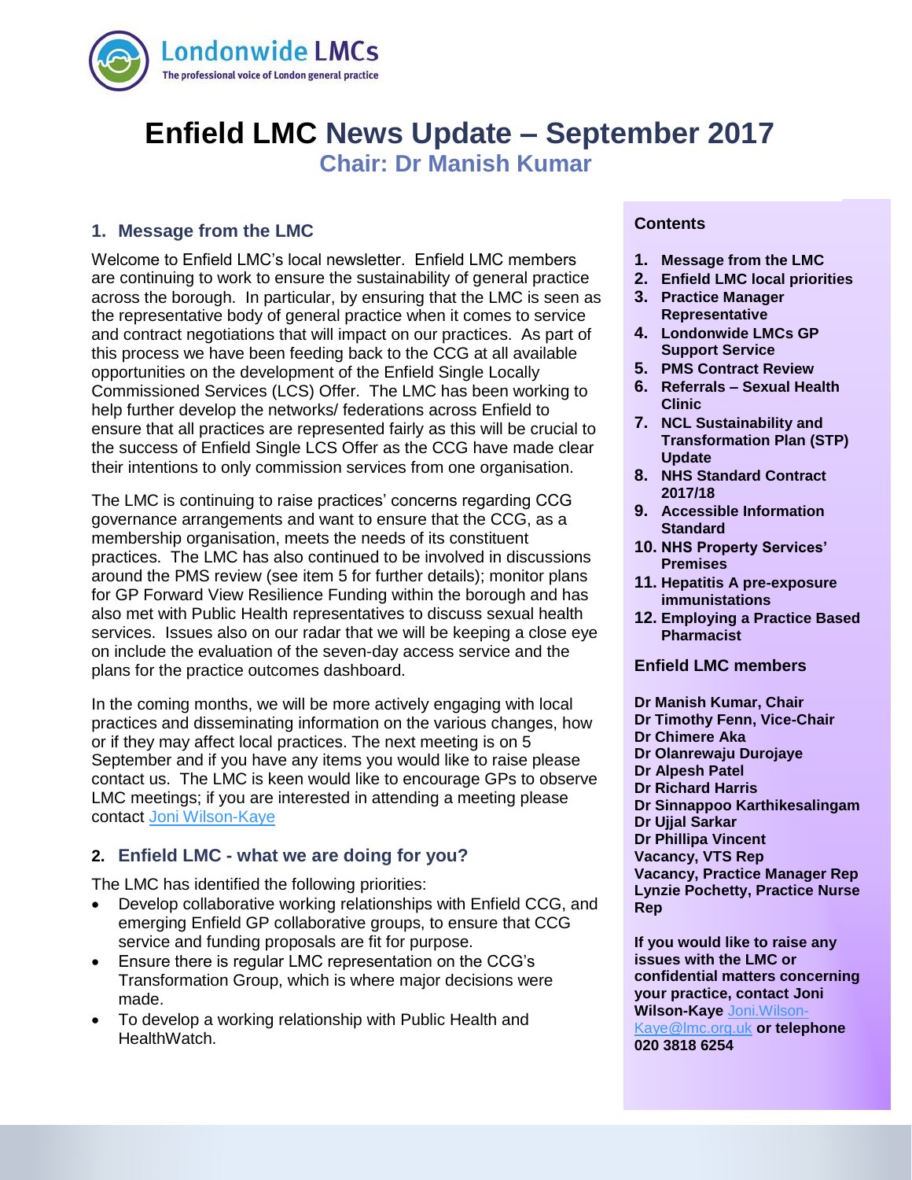# Enfield LMC News Update – September 2017

## Chair: Dr Manish Kumar

### 1. Message from the LMC

Welcome to Enfield LMC's local newsletter. Enfield LMC members are continuing to work to ensure the sustainability of general practice across the borough. In particular, by ensuring that the LMC is seen as the representative body of general practice when it comes to service and contract negotiations that will impact on our practices. As part of this process we have been feeding back to the CCG at all available opportunities on the development of the Enfield Single Locally Commissioned Services (LCS) Offer. The LMC has been working to help further develop the networks/ federations across Enfield to ensure that all practices are represented fairly as this will be crucial to the success of Enfield Single LCS Offer as the CCG have made clear their intentions to only commission services from one organisation.

The LMC is continuing to raise practices' concerns regarding CCG governance arrangements and want to ensure that the CCG, as a membership organisation, meets the needs of its constituent practices. The LMC has also continued to be involved in discussions around the PMS review (see item 5 for further details); monitor plans for GP Forward View Resilience Funding within the borough and has also met with Public Health representatives to discuss sexual health services. Issues also on our radar that we will be keeping a close eye on include the evaluation of the seven-day access service and the plans for the practice outcomes dashboard.

In the coming months, we will be more actively engaging with local practices and disseminating information on the various changes, how or if they may affect local practices. The next meeting is on 5 September and if you have any items you would like to raise please contact us. The LMC is keen would like to encourage GPs to observe LMC meetings; if you are interested in attending a meeting please contact Joni Wilson-Kaye

### 2. Enfield LMC - what we are doing for you?

The LMC has identified the following priorities:

- Develop collaborative working relationships with Enfield CCG, and emerging Enfield GP collaborative groups, to ensure that CCG service and funding proposals are fit for purpose.
- Ensure there is regular LMC representation on the CCG's Transformation Group, which is where major decisions were made.
- To develop a working relationship with Public Health and HealthWatch.

**Contents**

1. **Message from the LMC**
2. **Enfield LMC local priorities**
3. **Practice Manager Representative**
4. **Londonwide LMCs GP Support Service**
5. **PMS Contract Review**
6. **Referrals – Sexual Health Clinic**
7. **NCL Sustainability and Transformation Plan (STP) Update**
8. **NHS Standard Contract 2017/18**
9. **Accessible Information Standard**
10. **NHS Property Services' Premises**
11. **Hepatitis A pre-exposure immunistations**
12. **Employing a Practice Based Pharmacist**

**Enfield LMC members**

**Dr Manish Kumar, Chair**
**Dr Timothy Fenn, Vice-Chair**
**Dr Chimere Aka**
**Dr Olanrewaju Durojaye**
**Dr Alpesh Patel**
**Dr Richard Harris**
**Dr Sinnappoo Karthikesalingam**
**Dr Ujjal Sarkar**
**Dr Phillipa Vincent**
**Vacancy, VTS Rep**
**Vacancy, Practice Manager Rep**
**Lynzie Pochetty, Practice Nurse Rep**

**If you would like to raise any issues with the LMC or confidential matters concerning your practice, contact Joni Wilson-Kaye** Joni.Wilson-Kaye@lmc.org.uk **or telephone 020 3818 6254**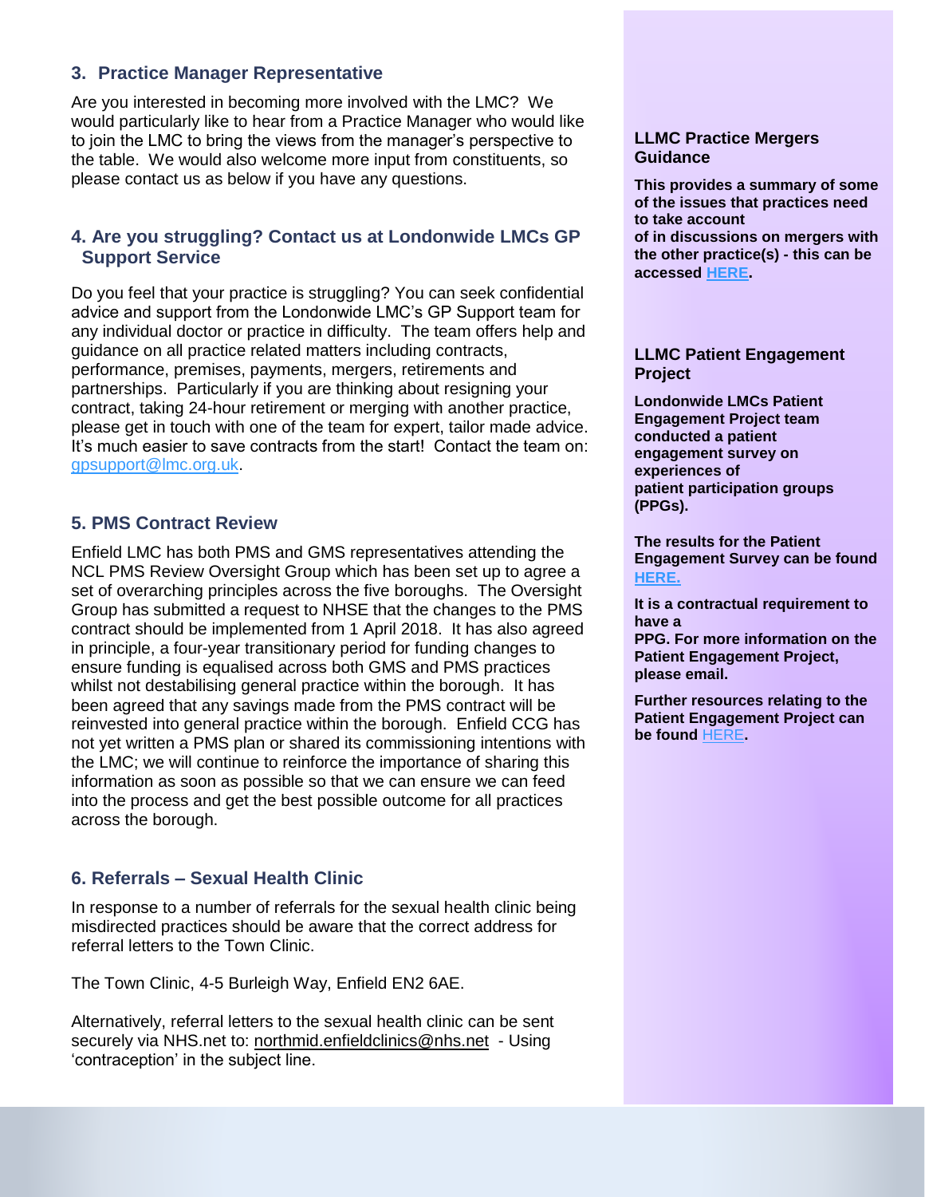## 3. Practice Manager Representative

Are you interested in becoming more involved with the LMC? We would particularly like to hear from a Practice Manager who would like to join the LMC to bring the views from the manager's perspective to the table. We would also welcome more input from constituents, so please contact us as below if you have any questions.

## 4. Are you struggling? Contact us at Londonwide LMCs GP Support Service

Do you feel that your practice is struggling? You can seek confidential advice and support from the Londonwide LMC's GP Support team for any individual doctor or practice in difficulty. The team offers help and guidance on all practice related matters including contracts, performance, premises, payments, mergers, retirements and partnerships. Particularly if you are thinking about resigning your contract, taking 24-hour retirement or merging with another practice, please get in touch with one of the team for expert, tailor made advice. It's much easier to save contracts from the start! Contact the team on: gpsupport@lmc.org.uk.

## 5. PMS Contract Review

Enfield LMC has both PMS and GMS representatives attending the NCL PMS Review Oversight Group which has been set up to agree a set of overarching principles across the five boroughs. The Oversight Group has submitted a request to NHSE that the changes to the PMS contract should be implemented from 1 April 2018. It has also agreed in principle, a four-year transitionary period for funding changes to ensure funding is equalised across both GMS and PMS practices whilst not destabilising general practice within the borough. It has been agreed that any savings made from the PMS contract will be reinvested into general practice within the borough. Enfield CCG has not yet written a PMS plan or shared its commissioning intentions with the LMC; we will continue to reinforce the importance of sharing this information as soon as possible so that we can ensure we can feed into the process and get the best possible outcome for all practices across the borough.

## 6. Referrals – Sexual Health Clinic

In response to a number of referrals for the sexual health clinic being misdirected practices should be aware that the correct address for referral letters to the Town Clinic.

The Town Clinic, 4-5 Burleigh Way, Enfield EN2 6AE.

Alternatively, referral letters to the sexual health clinic can be sent securely via NHS.net to: northmid.enfieldclinics@nhs.net - Using 'contraception' in the subject line.

### LLMC Practice Mergers Guidance

**This provides a summary of some of the issues that practices need to take account of in discussions on mergers with the other practice(s) - this can be accessed HERE.**

### LLMC Patient Engagement Project

**Londonwide LMCs Patient Engagement Project team conducted a patient engagement survey on experiences of patient participation groups (PPGs).**

**The results for the Patient Engagement Survey can be found HERE.**

**It is a contractual requirement to have a PPG. For more information on the Patient Engagement Project, please email.**

**Further resources relating to the Patient Engagement Project can be found HERE.**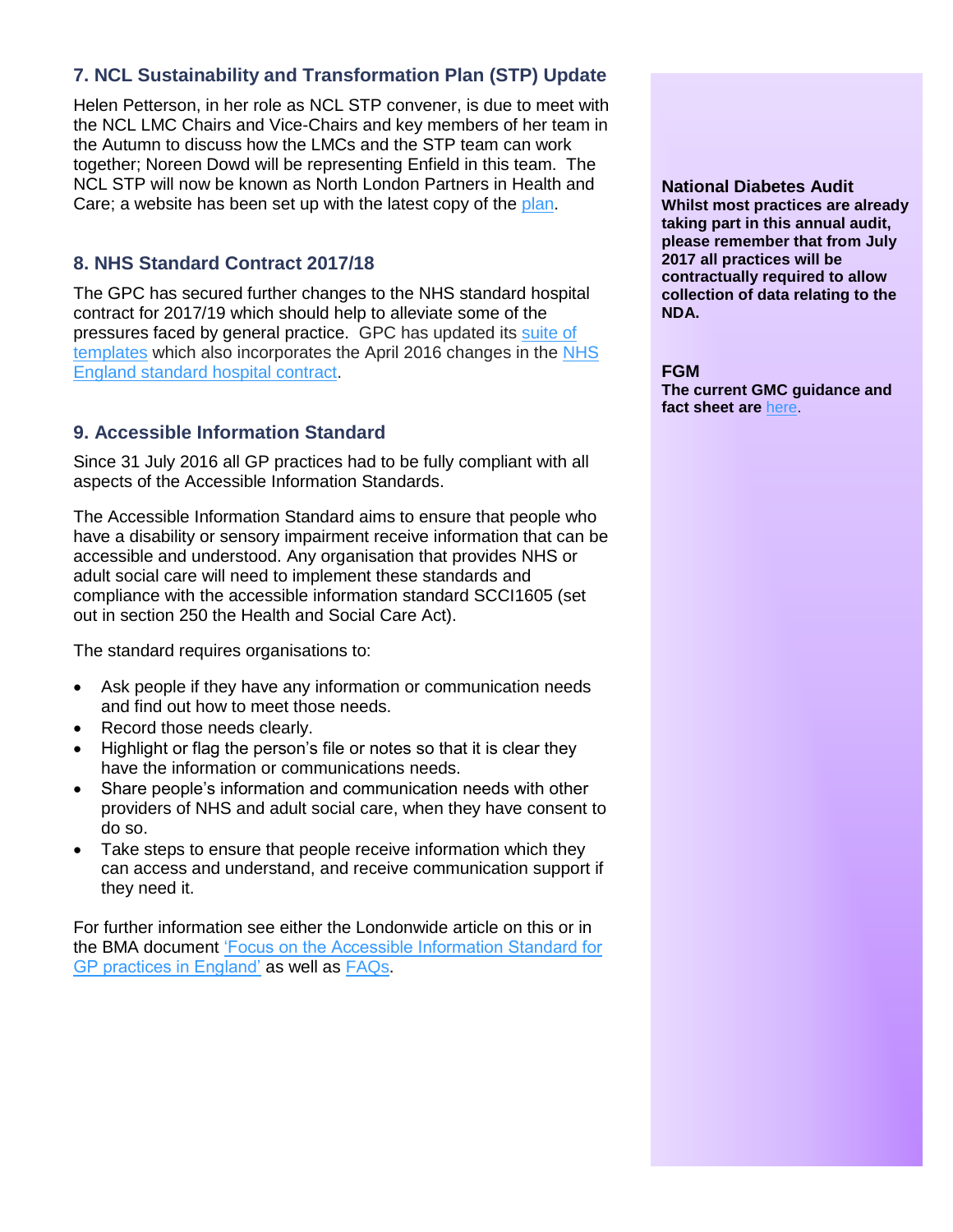## 7. NCL Sustainability and Transformation Plan (STP) Update

Helen Petterson, in her role as NCL STP convener, is due to meet with the NCL LMC Chairs and Vice-Chairs and key members of her team in the Autumn to discuss how the LMCs and the STP team can work together; Noreen Dowd will be representing Enfield in this team. The NCL STP will now be known as North London Partners in Health and Care; a website has been set up with the latest copy of the plan.

## 8. NHS Standard Contract 2017/18

The GPC has secured further changes to the NHS standard hospital contract for 2017/19 which should help to alleviate some of the pressures faced by general practice. GPC has updated its suite of templates which also incorporates the April 2016 changes in the NHS England standard hospital contract.

## 9. Accessible Information Standard

Since 31 July 2016 all GP practices had to be fully compliant with all aspects of the Accessible Information Standards.

The Accessible Information Standard aims to ensure that people who have a disability or sensory impairment receive information that can be accessible and understood. Any organisation that provides NHS or adult social care will need to implement these standards and compliance with the accessible information standard SCCI1605 (set out in section 250 the Health and Social Care Act).

The standard requires organisations to:

- Ask people if they have any information or communication needs and find out how to meet those needs.
- Record those needs clearly.
- Highlight or flag the person's file or notes so that it is clear they have the information or communications needs.
- Share people's information and communication needs with other providers of NHS and adult social care, when they have consent to do so.
- Take steps to ensure that people receive information which they can access and understand, and receive communication support if they need it.

For further information see either the Londonwide article on this or in the BMA document 'Focus on the Accessible Information Standard for GP practices in England' as well as FAQs.

**National Diabetes Audit**

**Whilst most practices are already taking part in this annual audit, please remember that from July 2017 all practices will be contractually required to allow collection of data relating to the NDA.**

**FGM**

**The current GMC guidance and fact sheet are here.**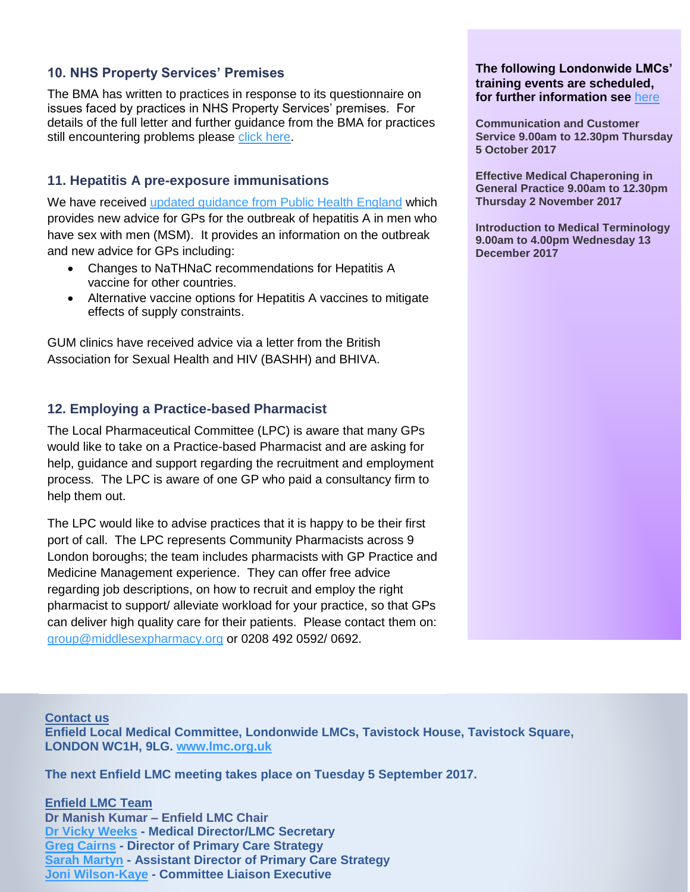## 10. NHS Property Services' Premises

The BMA has written to practices in response to its questionnaire on issues faced by practices in NHS Property Services' premises. For details of the full letter and further guidance from the BMA for practices still encountering problems please click here.

## 11. Hepatitis A pre-exposure immunisations

We have received updated guidance from Public Health England which provides new advice for GPs for the outbreak of hepatitis A in men who have sex with men (MSM). It provides an information on the outbreak and new advice for GPs including:

- Changes to NaTHNaC recommendations for Hepatitis A vaccine for other countries.
- Alternative vaccine options for Hepatitis A vaccines to mitigate effects of supply constraints.

GUM clinics have received advice via a letter from the British Association for Sexual Health and HIV (BASHH) and BHIVA.

## 12. Employing a Practice-based Pharmacist

The Local Pharmaceutical Committee (LPC) is aware that many GPs would like to take on a Practice-based Pharmacist and are asking for help, guidance and support regarding the recruitment and employment process. The LPC is aware of one GP who paid a consultancy firm to help them out.

The LPC would like to advise practices that it is happy to be their first port of call. The LPC represents Community Pharmacists across 9 London boroughs; the team includes pharmacists with GP Practice and Medicine Management experience. They can offer free advice regarding job descriptions, on how to recruit and employ the right pharmacist to support/ alleviate workload for your practice, so that GPs can deliver high quality care for their patients. Please contact them on: group@middlesexpharmacy.org or 0208 492 0592/ 0692.

**The following Londonwide LMCs' training events are scheduled, for further information see here**

**Communication and Customer Service 9.00am to 12.30pm Thursday 5 October 2017**

**Effective Medical Chaperoning in General Practice 9.00am to 12.30pm Thursday 2 November 2017**

**Introduction to Medical Terminology 9.00am to 4.00pm Wednesday 13 December 2017**

**Contact us**
**Enfield Local Medical Committee, Londonwide LMCs, Tavistock House, Tavistock Square, LONDON WC1H, 9LG. www.lmc.org.uk**

**The next Enfield LMC meeting takes place on Tuesday 5 September 2017.**

**Enfield LMC Team**
**Dr Manish Kumar – Enfield LMC Chair**
**Dr Vicky Weeks - Medical Director/LMC Secretary**
**Greg Cairns - Director of Primary Care Strategy**
**Sarah Martyn - Assistant Director of Primary Care Strategy**
**Joni Wilson-Kaye - Committee Liaison Executive**